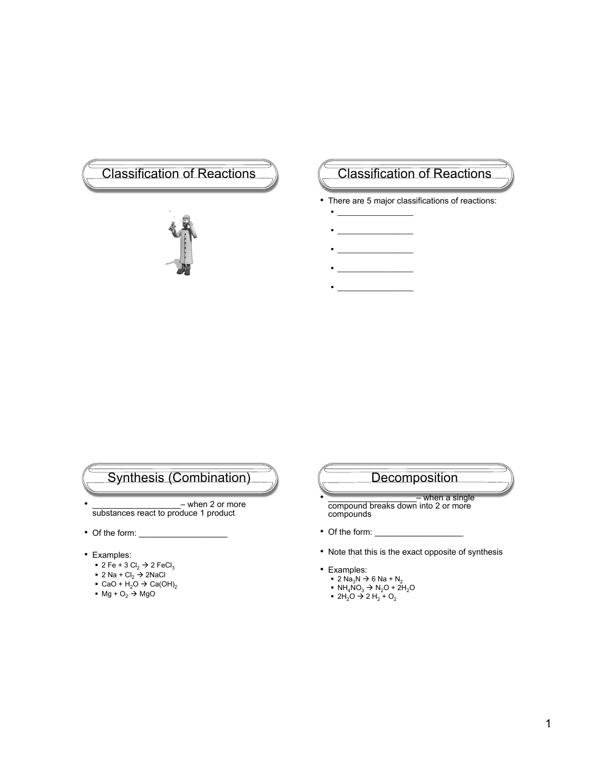## Classification of Reactions

## Classification of Reactions

- There are 5 major classifications of reactions:
  - ________________
  - ________________
  - ________________
  - ________________
  - ________________

## Synthesis (Combination)

- ___________________– when 2 or more substances react to produce 1 product
- Of the form: ___________________
- Examples:
  - $2\ Fe + 3\ Cl_2 \rightarrow 2\ FeCl_3$
  - $2\ Na + Cl_2 \rightarrow 2NaCl$
  - $CaO + H_2O \rightarrow Ca(OH)_2$
  - $Mg + O_2 \rightarrow MgO$

## Decomposition

- ___________________– when a single compound breaks down into 2 or more compounds
- Of the form: ___________________
- Note that this is the exact opposite of synthesis
- Examples:
  - $2\ Na_3N \rightarrow 6\ Na + N_2$
  - $NH_4NO_3 \rightarrow N_2O + 2H_2O$
  - $2H_2O \rightarrow 2\ H_2 + O_2$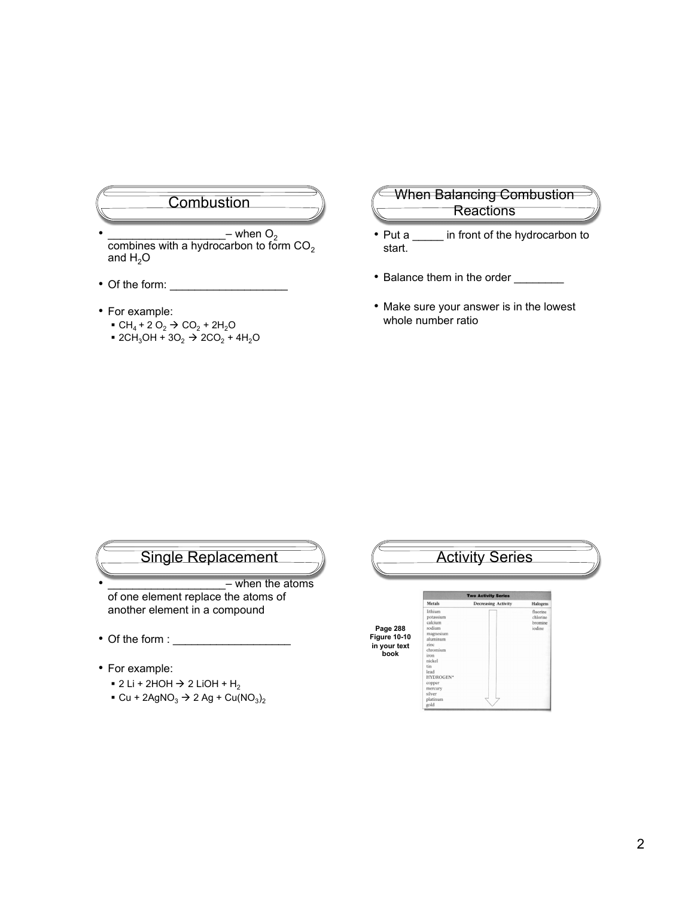## Combustion

- ___________________– when $O_2$ combines with a hydrocarbon to form $CO_2$ and $H_2O$
- Of the form: ___________________
- For example:
  - $CH_4 + 2\ O_2 \rightarrow CO_2 + 2H_2O$
  - $2CH_3OH + 3O_2 \rightarrow 2CO_2 + 4H_2O$

## When Balancing Combustion Reactions

- Put a _____ in front of the hydrocarbon to start.
- Balance them in the order ________
- Make sure your answer is in the lowest whole number ratio

## Single Replacement

- ___________________– when the atoms of one element replace the atoms of another element in a compound
- Of the form : ___________________
- For example:
  - $2\ Li + 2HOH \rightarrow 2\ LiOH + H_2$
  - $Cu + 2AgNO_3 \rightarrow 2\ Ag + Cu(NO_3)_2$

## Activity Series

**Page 288 Figure 10-10 in your text book**

**Two Activity Series**

| Metals | Decreasing Activity | Halogens |
|---|---|---|
| lithium | | fluorine |
| potassium | | chlorine |
| calcium | | bromine |
| sodium | | iodine |
| magnesium | | |
| aluminum | | |
| zinc | | |
| chromium | | |
| iron | | |
| nickel | | |
| tin | | |
| lead | | |
| HYDROGEN* | | |
| copper | | |
| mercury | | |
| silver | | |
| platinum | | |
| gold | | |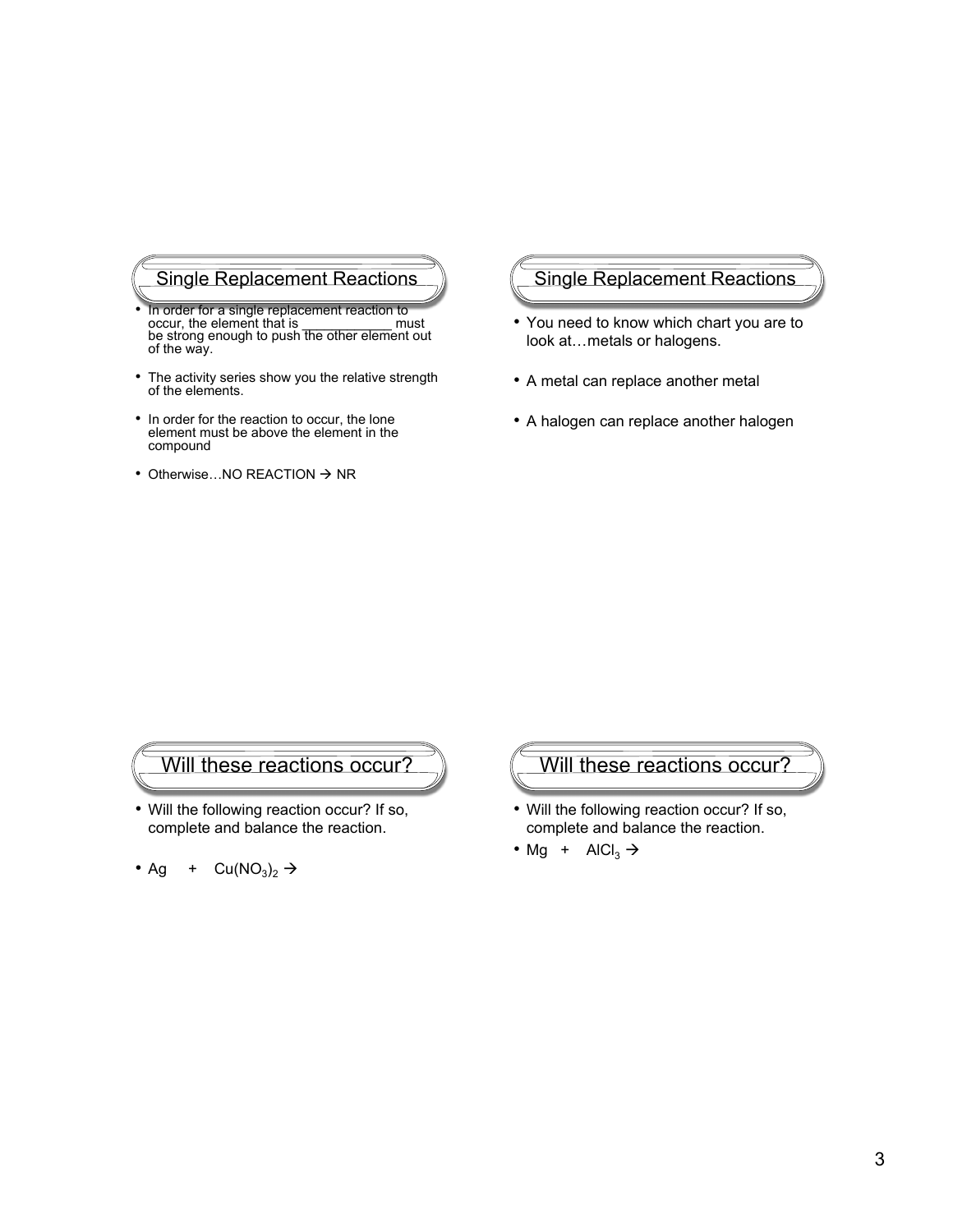## Single Replacement Reactions

- In order for a single replacement reaction to occur, the element that is ____________ must be strong enough to push the other element out of the way.
- The activity series show you the relative strength of the elements.
- In order for the reaction to occur, the lone element must be above the element in the compound
- Otherwise…NO REACTION → NR

## Single Replacement Reactions

- You need to know which chart you are to look at…metals or halogens.
- A metal can replace another metal
- A halogen can replace another halogen

## Will these reactions occur?

- Will the following reaction occur? If so, complete and balance the reaction.
- $Ag + Cu(NO_3)_2 \rightarrow$

## Will these reactions occur?

- Will the following reaction occur? If so, complete and balance the reaction.
- $Mg + AlCl_3 \rightarrow$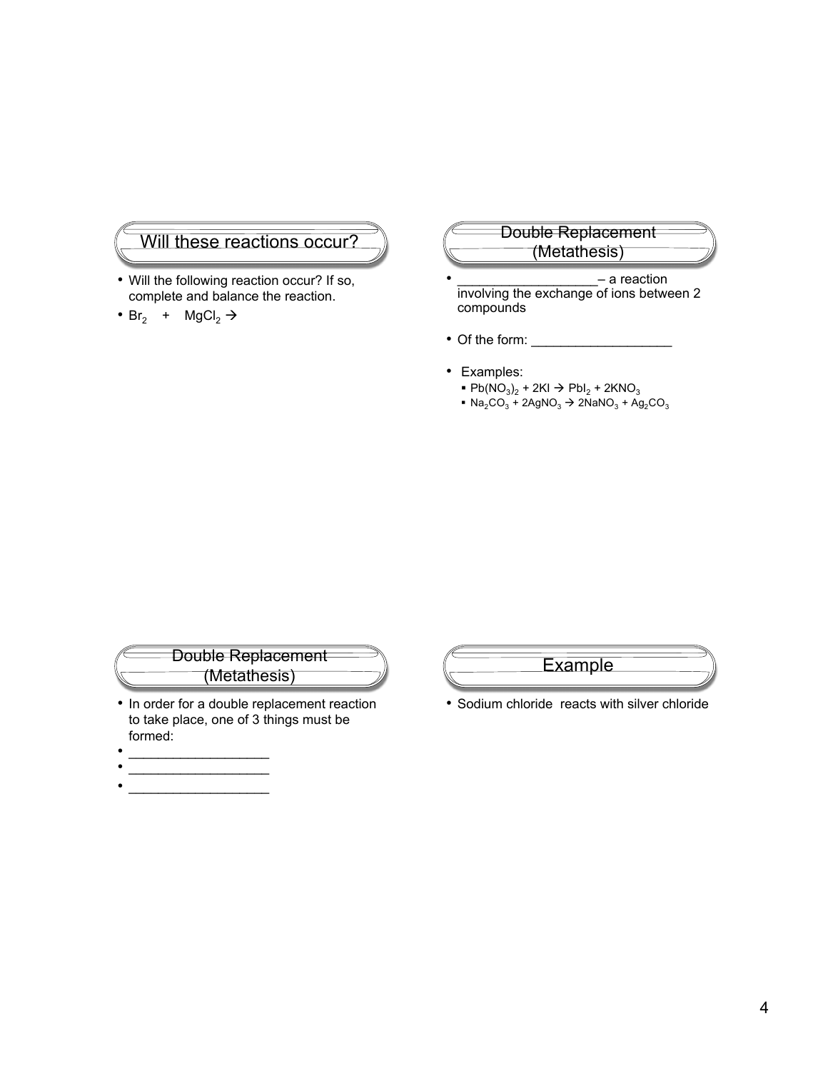## Will these reactions occur?

- Will the following reaction occur? If so, complete and balance the reaction.
- $Br_2$ + $MgCl_2$ →

## Double Replacement (Metathesis)

- ___________________– a reaction involving the exchange of ions between 2 compounds
- Of the form: ___________________
- Examples:
  - $Pb(NO_3)_2 + 2KI \rightarrow PbI_2 + 2KNO_3$
  - $Na_2CO_3 + 2AgNO_3 \rightarrow 2NaNO_3 + Ag_2CO_3$

## Double Replacement (Metathesis)

- In order for a double replacement reaction to take place, one of 3 things must be formed:
- ___________________
- ___________________
- ___________________

## Example

- Sodium chloride reacts with silver chloride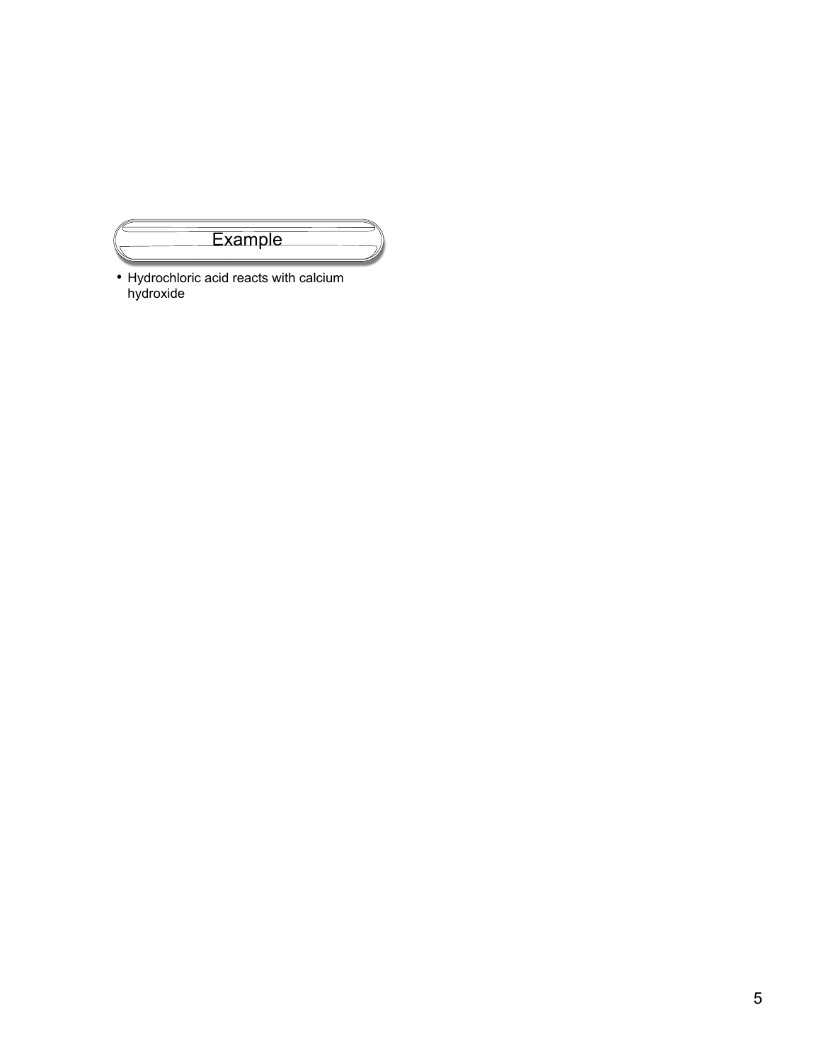## Example

- Hydrochloric acid reacts with calcium hydroxide